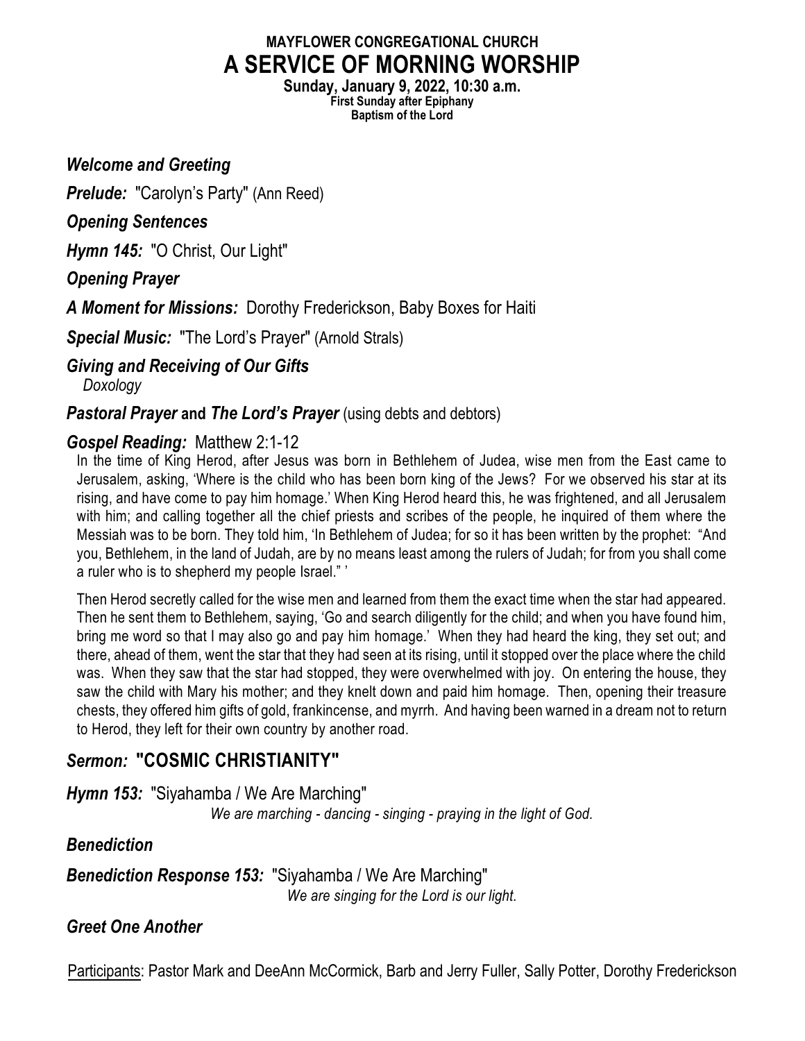**MAYFLOWER CONGREGATIONAL CHURCH**

# A SERVICE OF MORNING WORSHIP

**Sunday, January 9, 2022, 10:30 a.m.**
**First Sunday after Epiphany**
**Baptism of the Lord**

***Welcome and Greeting***

***Prelude:*** "Carolyn's Party" (Ann Reed)

***Opening Sentences***

***Hymn 145:*** "O Christ, Our Light"

***Opening Prayer***

***A Moment for Missions:*** Dorothy Frederickson, Baby Boxes for Haiti

***Special Music:*** "The Lord's Prayer" (Arnold Strals)

***Giving and Receiving of Our Gifts***
*Doxology*

***Pastoral Prayer*** **and** ***The Lord's Prayer*** (using debts and debtors)

***Gospel Reading:*** Matthew 2:1-12

In the time of King Herod, after Jesus was born in Bethlehem of Judea, wise men from the East came to Jerusalem, asking, 'Where is the child who has been born king of the Jews? For we observed his star at its rising, and have come to pay him homage.' When King Herod heard this, he was frightened, and all Jerusalem with him; and calling together all the chief priests and scribes of the people, he inquired of them where the Messiah was to be born. They told him, 'In Bethlehem of Judea; for so it has been written by the prophet: "And you, Bethlehem, in the land of Judah, are by no means least among the rulers of Judah; for from you shall come a ruler who is to shepherd my people Israel." '

Then Herod secretly called for the wise men and learned from them the exact time when the star had appeared. Then he sent them to Bethlehem, saying, 'Go and search diligently for the child; and when you have found him, bring me word so that I may also go and pay him homage.' When they had heard the king, they set out; and there, ahead of them, went the star that they had seen at its rising, until it stopped over the place where the child was. When they saw that the star had stopped, they were overwhelmed with joy. On entering the house, they saw the child with Mary his mother; and they knelt down and paid him homage. Then, opening their treasure chests, they offered him gifts of gold, frankincense, and myrrh. And having been warned in a dream not to return to Herod, they left for their own country by another road.

***Sermon:*** **"COSMIC CHRISTIANITY"**

***Hymn 153:*** "Siyahamba / We Are Marching"
*We are marching - dancing - singing - praying in the light of God.*

***Benediction***

***Benediction Response 153:*** "Siyahamba / We Are Marching"
*We are singing for the Lord is our light.*

***Greet One Another***

Participants: Pastor Mark and DeeAnn McCormick, Barb and Jerry Fuller, Sally Potter, Dorothy Frederickson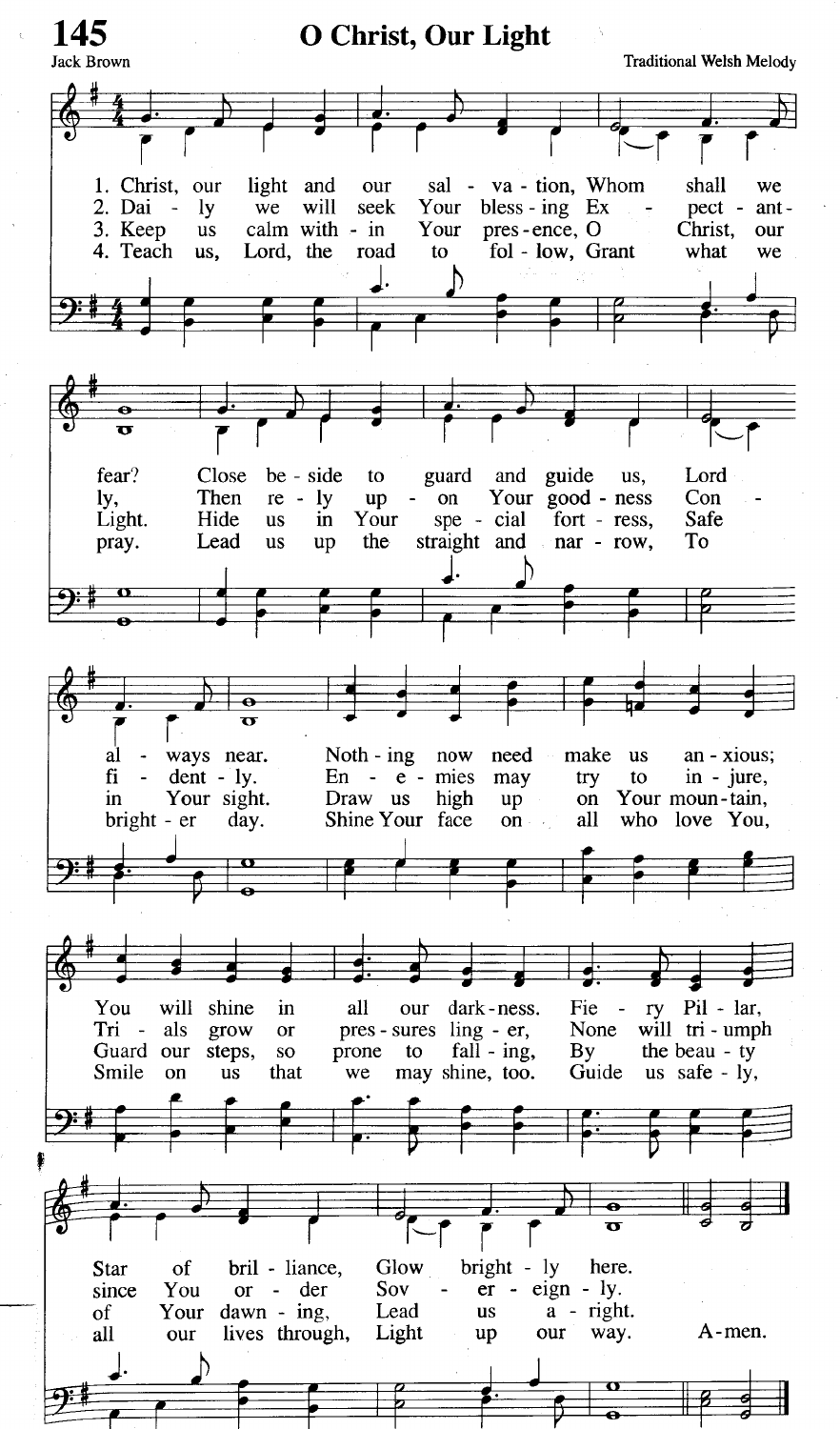# 145 O Christ, Our Light

Jack Brown

Traditional Welsh Melody

1. Christ, our light and our salvation, Whom shall we fear? Close beside to guard and guide us, Lord always near. Nothing now need make us anxious; You will shine in all our darkness. Fiery Pillar, Star of brilliance, Glow brightly here.

2. Daily we will seek Your blessing Expectantly, Then rely upon Your goodness Confidently. Enemies may try to injure, Trials grow or pressures linger, None will triumph since You order Sovereignly.

3. Keep us calm within Your presence, O Christ, our Light. Hide us in Your special fortress, Safe in Your sight. Draw us high up on Your mountain, Guard our steps, so prone to falling, By the beauty of Your dawning, Lead us aright.

4. Teach us, Lord, the road to follow, Grant what we pray. Lead us up the straight and narrow, To brighter day. Shine Your face on all who love You, Smile on us that we may shine, too. Guide us safely, all our lives through, Light up our way.

Amen.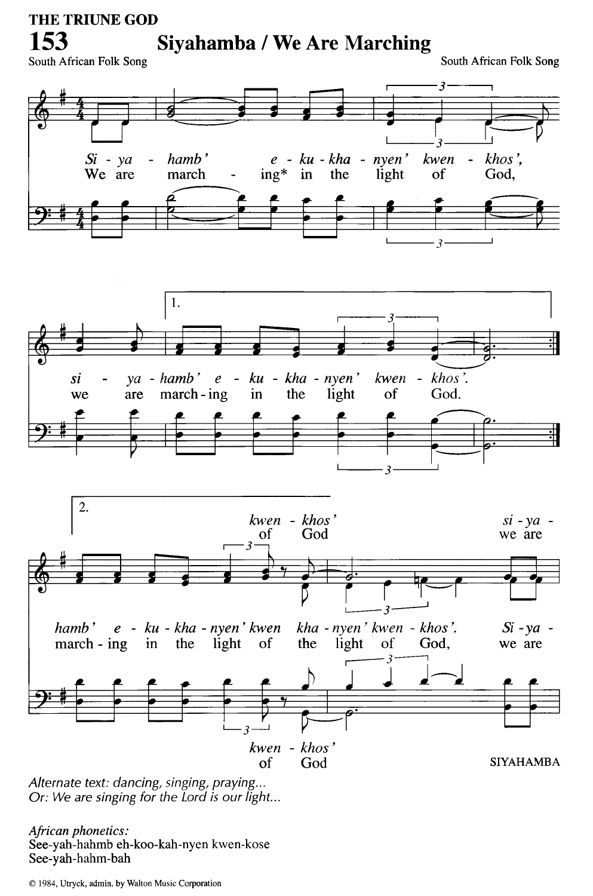THE TRUNE GOD

# 153 Siyahamba / We Are Marching

South African Folk Song — South African Folk Song

SIYAHAMBA

*Alternate text: dancing, singing, praying...*
*Or: We are singing for the Lord is our light...*

*African phonetics:*
See-yah-hahmb eh-koo-kah-nyen kwen-kose
See-yah-hahm-bah

© 1984, Utryck, admin. by Walton Music Corporation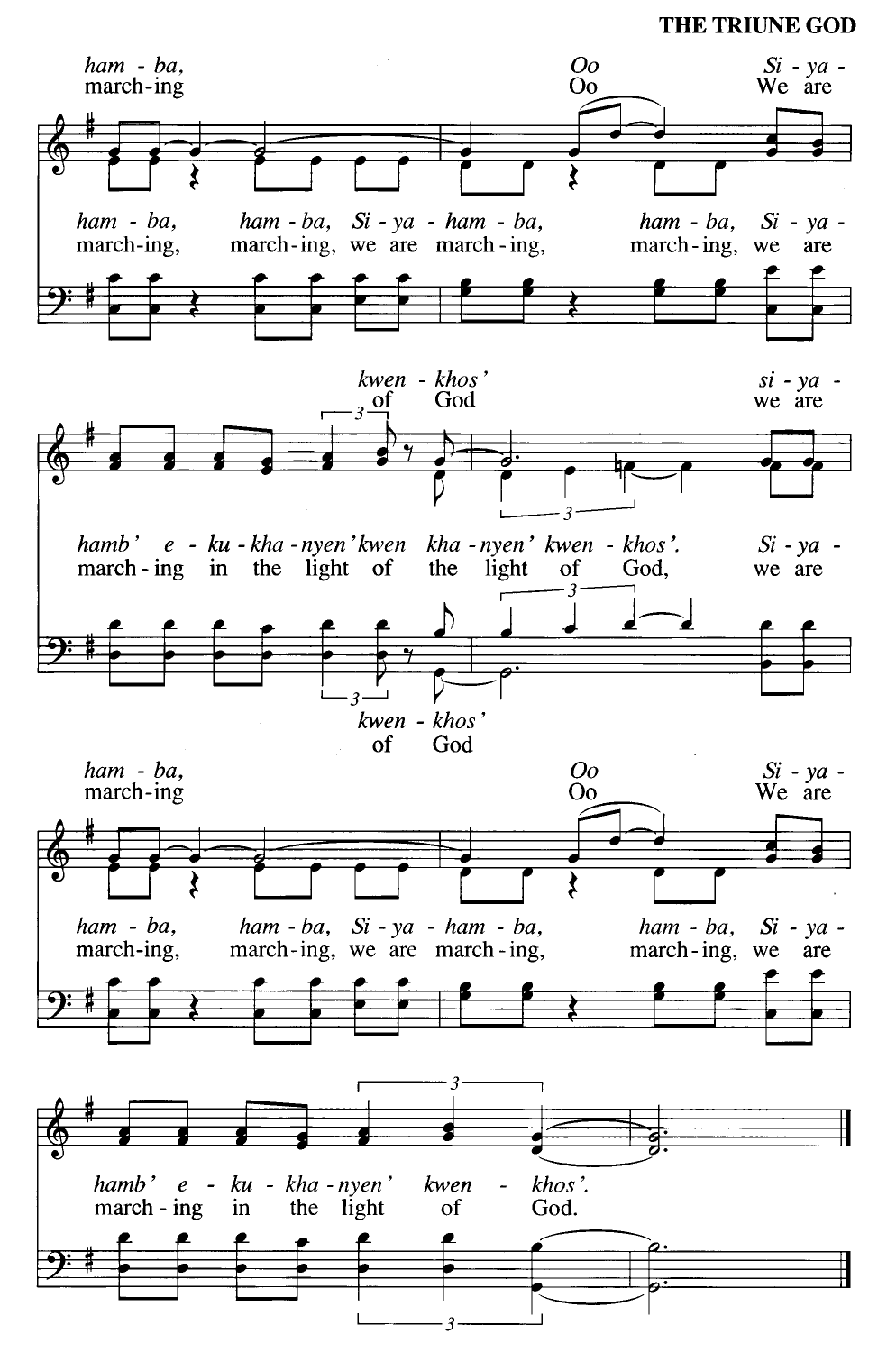ham - ba, Oo Si - ya -
march-ing Oo We are

ham - ba, ham - ba, Si - ya - ham - ba, ham - ba, Si - ya -
march-ing, march-ing, we are march-ing, march-ing, we are

kwen - khos' si - ya -
of God we are

hamb' e - ku - kha - nyen' kwen kha - nyen' kwen - khos'. Si - ya -
march-ing in the light of the light of God, we are

kwen - khos'
of God

ham - ba, Oo Si - ya -
march-ing Oo We are

ham - ba, ham - ba, Si - ya - ham - ba, ham - ba, Si - ya -
march-ing, march-ing, we are march-ing, march-ing, we are

hamb' e - ku - kha - nyen' kwen - khos'.
march-ing in the light of God.